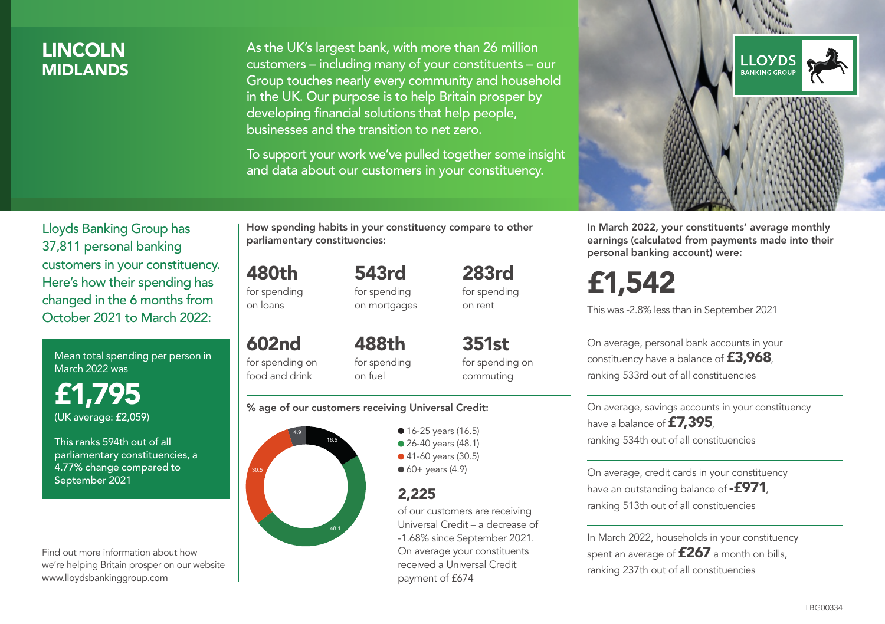# LINCOLN
## MIDLANDS

As the UK's largest bank, with more than 26 million customers – including many of your constituents – our Group touches nearly every community and household in the UK. Our purpose is to help Britain prosper by developing financial solutions that help people, businesses and the transition to net zero.

To support your work we've pulled together some insight and data about our customers in your constituency.

Lloyds Banking Group has 37,811 personal banking customers in your constituency. Here's how their spending has changed in the 6 months from October 2021 to March 2022:

Mean total spending per person in March 2022 was

**£1,795**
(UK average: £2,059)

This ranks 594th out of all parliamentary constituencies, a 4.77% change compared to September 2021

Find out more information about how we're helping Britain prosper on our website www.lloydsbankinggroup.com

**How spending habits in your constituency compare to other parliamentary constituencies:**

**480th** for spending on loans

**543rd** for spending on mortgages

**283rd** for spending on rent

**602nd** for spending on food and drink

**488th** for spending on fuel

**351st** for spending on commuting

**% age of our customers receiving Universal Credit:**

- 16-25 years (16.5)
- 26-40 years (48.1)
- 41-60 years (30.5)
- 60+ years (4.9)

**2,225** of our customers are receiving Universal Credit – a decrease of -1.68% since September 2021. On average your constituents received a Universal Credit payment of £674

**In March 2022, your constituents' average monthly earnings (calculated from payments made into their personal banking account) were:**

**£1,542**

This was -2.8% less than in September 2021

On average, personal bank accounts in your constituency have a balance of **£3,968**, ranking 533rd out of all constituencies

On average, savings accounts in your constituency have a balance of **£7,395**, ranking 534th out of all constituencies

On average, credit cards in your constituency have an outstanding balance of **-£971**, ranking 513th out of all constituencies

In March 2022, households in your constituency spent an average of **£267** a month on bills, ranking 237th out of all constituencies

LBG00334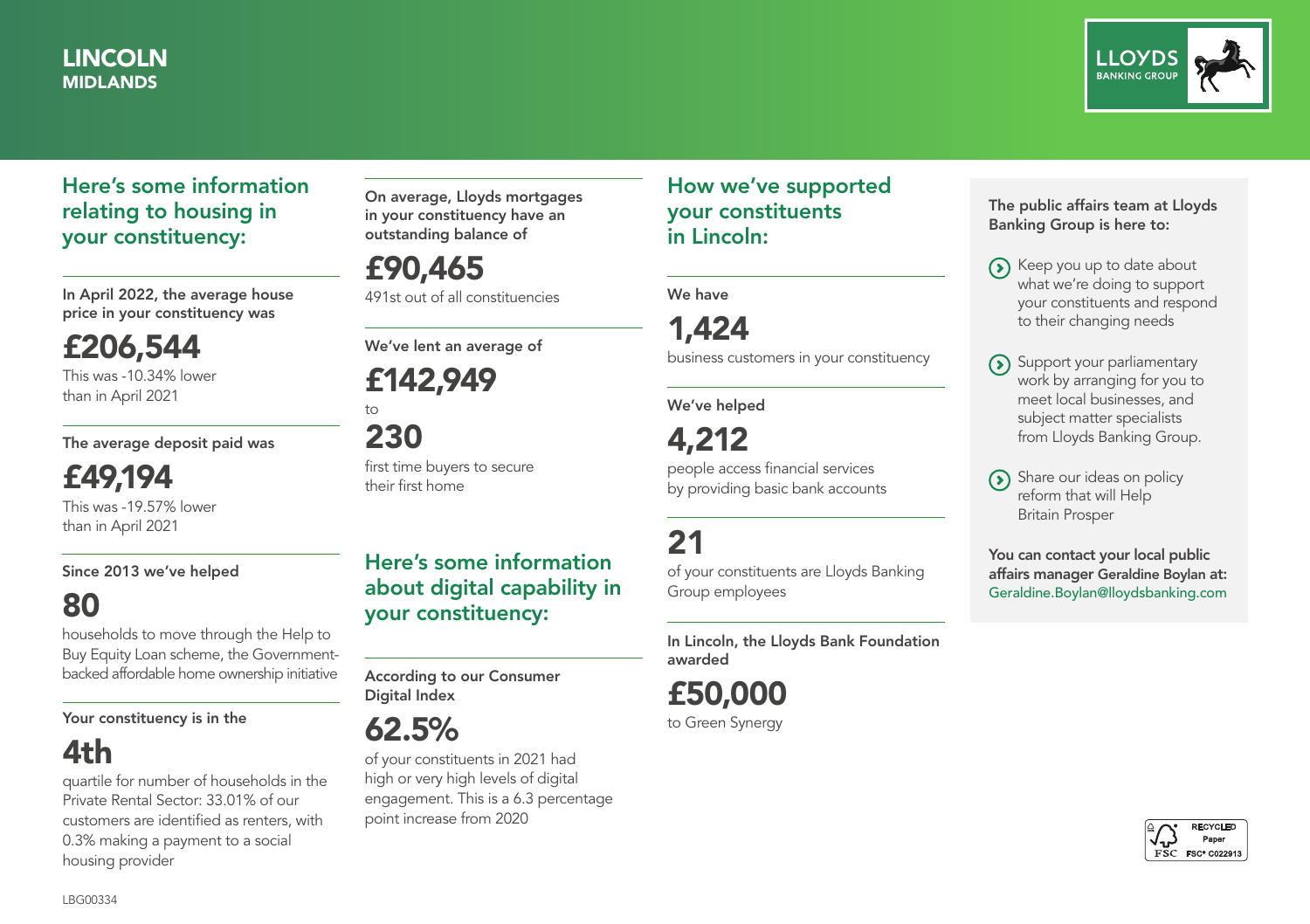# LINCOLN
## MIDLANDS

LLOYDS BANKING GROUP

## Here's some information relating to housing in your constituency:

**In April 2022, the average house price in your constituency was**

**£206,544**

This was -10.34% lower than in April 2021

**The average deposit paid was**

**£49,194**

This was -19.57% lower than in April 2021

**Since 2013 we've helped**

**80**

households to move through the Help to Buy Equity Loan scheme, the Government-backed affordable home ownership initiative

**Your constituency is in the**

**4th**

quartile for number of households in the Private Rental Sector: 33.01% of our customers are identified as renters, with 0.3% making a payment to a social housing provider

**On average, Lloyds mortgages in your constituency have an outstanding balance of**

**£90,465**

491st out of all constituencies

**We've lent an average of**

**£142,949**

to

**230**

first time buyers to secure their first home

## Here's some information about digital capability in your constituency:

**According to our Consumer Digital Index**

**62.5%**

of your constituents in 2021 had high or very high levels of digital engagement. This is a 6.3 percentage point increase from 2020

## How we've supported your constituents in Lincoln:

**We have**

**1,424**

business customers in your constituency

**We've helped**

**4,212**

people access financial services by providing basic bank accounts

**21**

of your constituents are Lloyds Banking Group employees

**In Lincoln, the Lloyds Bank Foundation awarded**

**£50,000**

to Green Synergy

**The public affairs team at Lloyds Banking Group is here to:**

- Keep you up to date about what we're doing to support your constituents and respond to their changing needs
- Support your parliamentary work by arranging for you to meet local businesses, and subject matter specialists from Lloyds Banking Group.
- Share our ideas on policy reform that will Help Britain Prosper

**You can contact your local public affairs manager Geraldine Boylan at:**
Geraldine.Boylan@lloydsbanking.com

RECYCLED Paper FSC® C022913

LBG00334